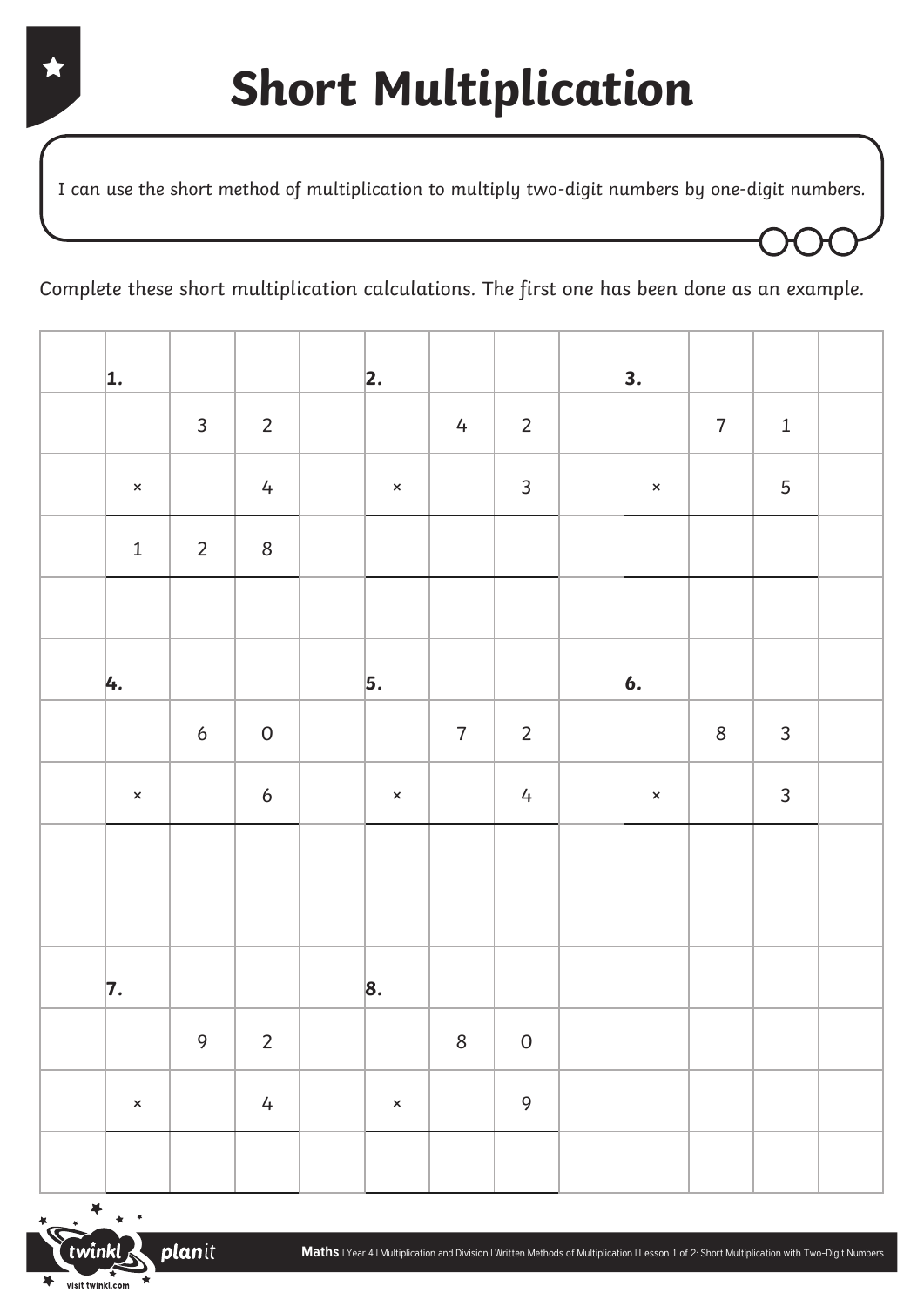# Short Multiplication

I can use the short method of multiplication to multiply two-digit numbers by one-digit numbers.

Complete these short multiplication calculations. The first one has been done as an example.

**1.**

| | | |
|---|---|---|
| | 3 | 2 |
| × | | 4 |
| 1 | 2 | 8 |

**2.**

| | | |
|---|---|---|
| | 4 | 2 |
| × | | 3 |
| | | |

**3.**

| | | |
|---|---|---|
| | 7 | 1 |
| × | | 5 |
| | | |

**4.**

| | | |
|---|---|---|
| | 6 | 0 |
| × | | 6 |
| | | |

**5.**

| | | |
|---|---|---|
| | 7 | 2 |
| × | | 4 |
| | | |

**6.**

| | | |
|---|---|---|
| | 8 | 3 |
| × | | 3 |
| | | |

**7.**

| | | |
|---|---|---|
| | 9 | 2 |
| × | | 4 |
| | | |

**8.**

| | | |
|---|---|---|
| | 8 | 0 |
| × | | 9 |
| | | |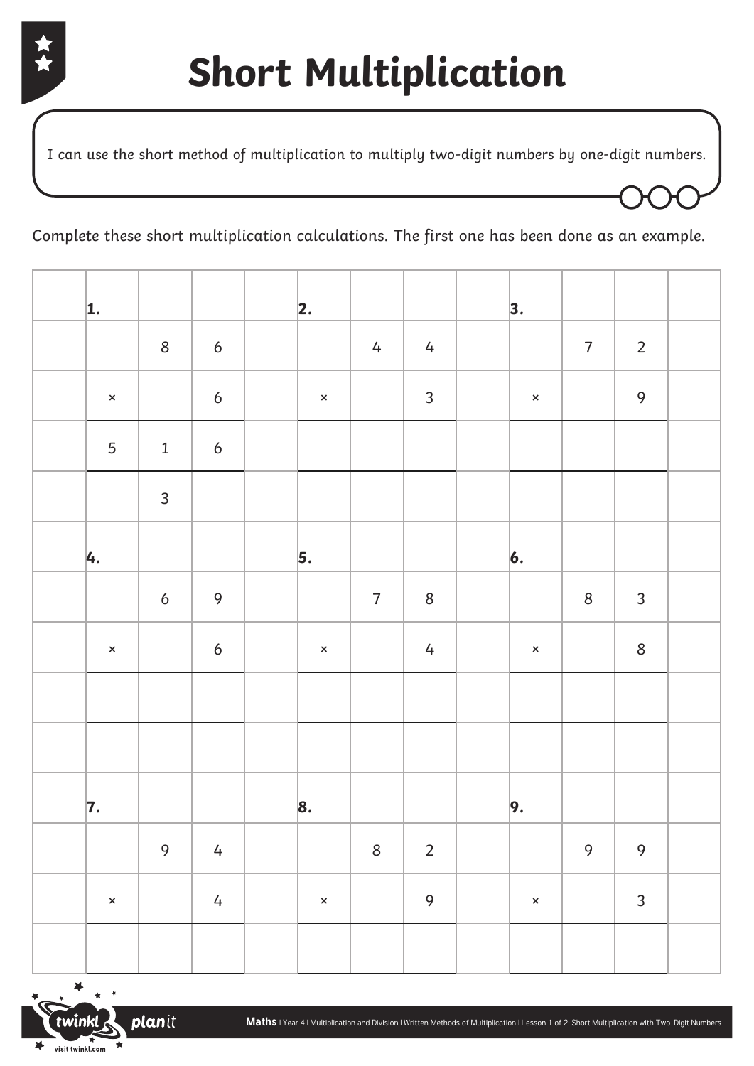# Short Multiplication

I can use the short method of multiplication to multiply two-digit numbers by one-digit numbers.

Complete these short multiplication calculations. The first one has been done as an example.

|  | **1.** |  |  |  | **2.** |  |  |  | **3.** |  |  |  |
|---|---|---|---|---|---|---|---|---|---|---|---|---|
|  |  | 8 | 6 |  |  | 4 | 4 |  |  | 7 | 2 |  |
|  | × |  | 6 |  | × |  | 3 |  | × |  | 9 |  |
|  | 5 | 1 | 6 |  |  |  |  |  |  |  |  |  |
|  |  | 3 |  |  |  |  |  |  |  |  |  |  |
|  | **4.** |  |  |  | **5.** |  |  |  | **6.** |  |  |  |
|  |  | 6 | 9 |  |  | 7 | 8 |  |  | 8 | 3 |  |
|  | × |  | 6 |  | × |  | 4 |  | × |  | 8 |  |
|  |  |  |  |  |  |  |  |  |  |  |  |  |
|  |  |  |  |  |  |  |  |  |  |  |  |  |
|  | **7.** |  |  |  | **8.** |  |  |  | **9.** |  |  |  |
|  |  | 9 | 4 |  |  | 8 | 2 |  |  | 9 | 9 |  |
|  | × |  | 4 |  | × |  | 9 |  | × |  | 3 |  |
|  |  |  |  |  |  |  |  |  |  |  |  |  |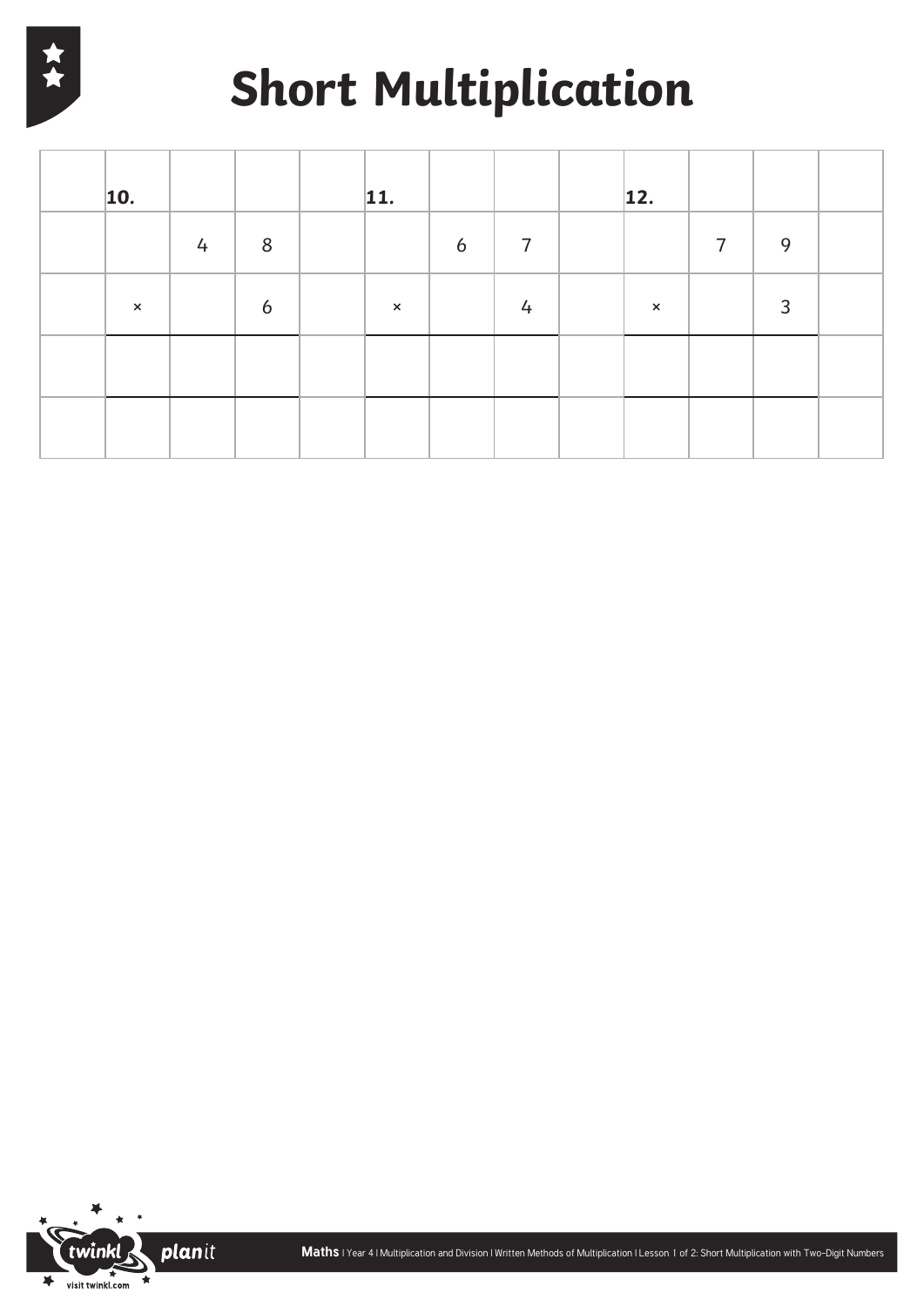# Short Multiplication

| | 10. | | | | 11. | | | | 12. | | | |
|---|---|---|---|---|---|---|---|---|---|---|---|---|
| | | 4 | 8 | | | 6 | 7 | | | 7 | 9 | |
| | × | | 6 | | × | | 4 | | × | | 3 | |
| | | | | | | | | | | | | |
| | | | | | | | | | | | | |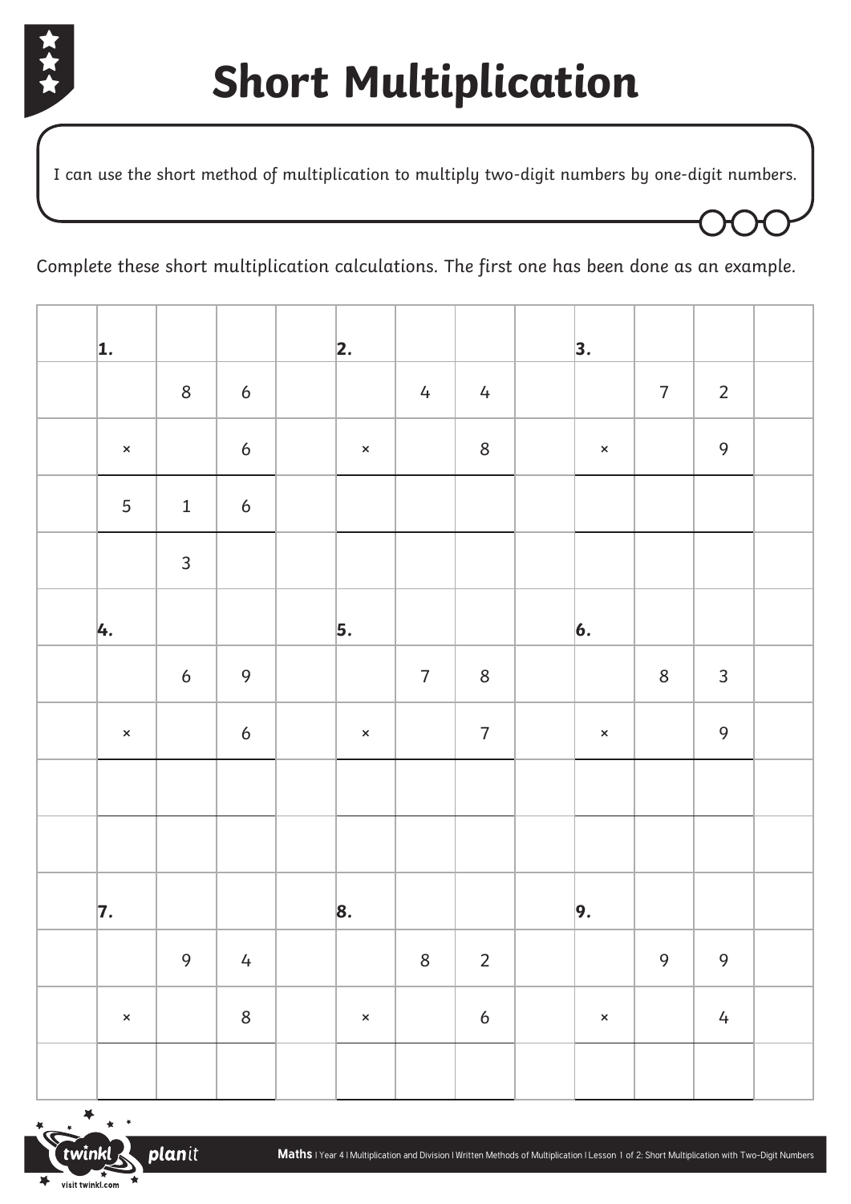# Short Multiplication

I can use the short method of multiplication to multiply two-digit numbers by one-digit numbers.

Complete these short multiplication calculations. The first one has been done as an example.

| | | | | | | | | | | | | |
|---|---|---|---|---|---|---|---|---|---|---|---|---|
| | **1.** | | | | **2.** | | | | **3.** | | | |
| | | 8 | 6 | | | 4 | 4 | | | 7 | 2 | |
| | × | | 6 | | × | | 8 | | × | | 9 | |
| | 5 | 1 | 6 | | | | | | | | | |
| | | 3 | | | | | | | | | | |
| | **4.** | | | | **5.** | | | | **6.** | | | |
| | | 6 | 9 | | | 7 | 8 | | | 8 | 3 | |
| | × | | 6 | | × | | 7 | | × | | 9 | |
| | | | | | | | | | | | | |
| | | | | | | | | | | | | |
| | **7.** | | | | **8.** | | | | **9.** | | | |
| | | 9 | 4 | | | 8 | 2 | | | 9 | 9 | |
| | × | | 8 | | × | | 6 | | × | | 4 | |
| | | | | | | | | | | | | |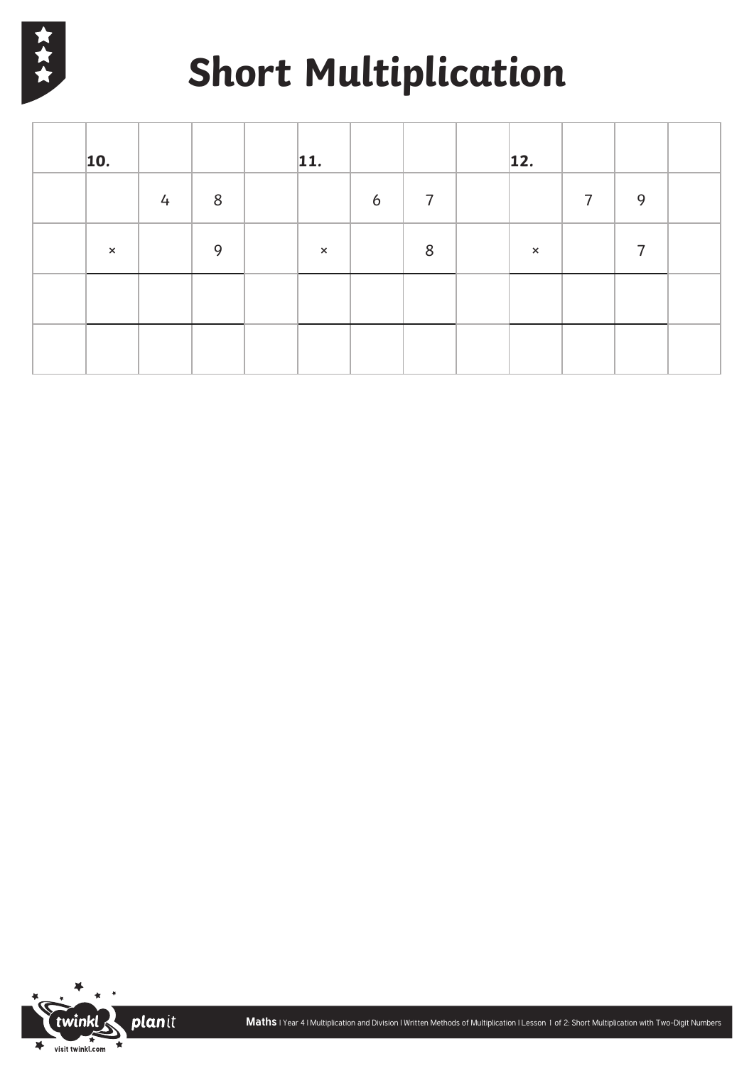# Short Multiplication

| | | | | | | | | | | | | |
|---|---|---|---|---|---|---|---|---|---|---|---|---|
| | **10.** | | | | **11.** | | | | **12.** | | | |
| | | 4 | 8 | | | 6 | 7 | | | 7 | 9 | |
| | × | | 9 | | × | | 8 | | × | | 7 | |
| | | | | | | | | | | | | |
| | | | | | | | | | | | | |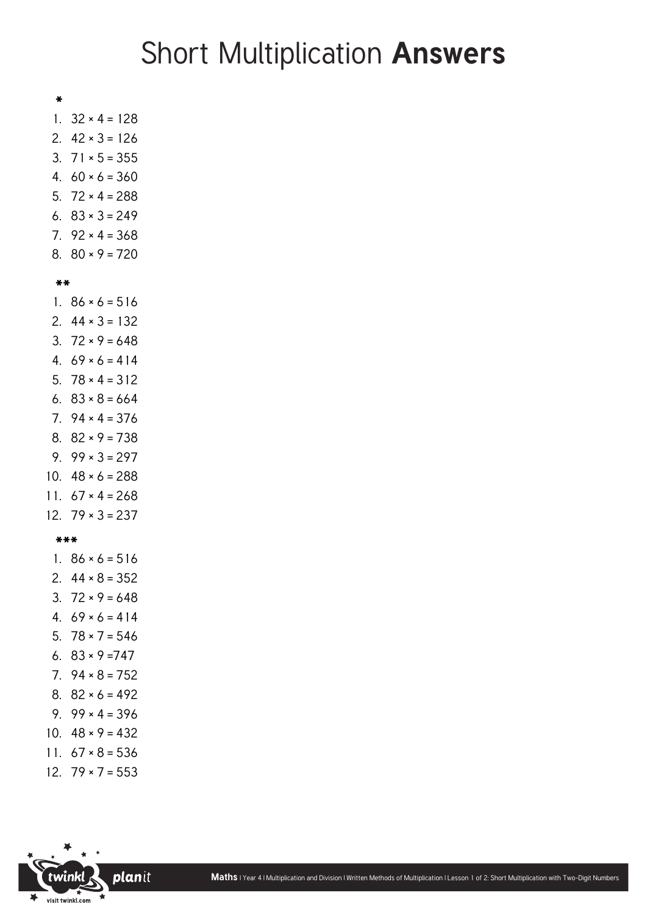# Short Multiplication **Answers**

*

1. 32 × 4 = 128
2. 42 × 3 = 126
3. 71 × 5 = 355
4. 60 × 6 = 360
5. 72 × 4 = 288
6. 83 × 3 = 249
7. 92 × 4 = 368
8. 80 × 9 = 720

**

1. 86 × 6 = 516
2. 44 × 3 = 132
3. 72 × 9 = 648
4. 69 × 6 = 414
5. 78 × 4 = 312
6. 83 × 8 = 664
7. 94 × 4 = 376
8. 82 × 9 = 738
9. 99 × 3 = 297
10. 48 × 6 = 288
11. 67 × 4 = 268
12. 79 × 3 = 237

***

1. 86 × 6 = 516
2. 44 × 8 = 352
3. 72 × 9 = 648
4. 69 × 6 = 414
5. 78 × 7 = 546
6. 83 × 9 =747
7. 94 × 8 = 752
8. 82 × 6 = 492
9. 99 × 4 = 396
10. 48 × 9 = 432
11. 67 × 8 = 536
12. 79 × 7 = 553